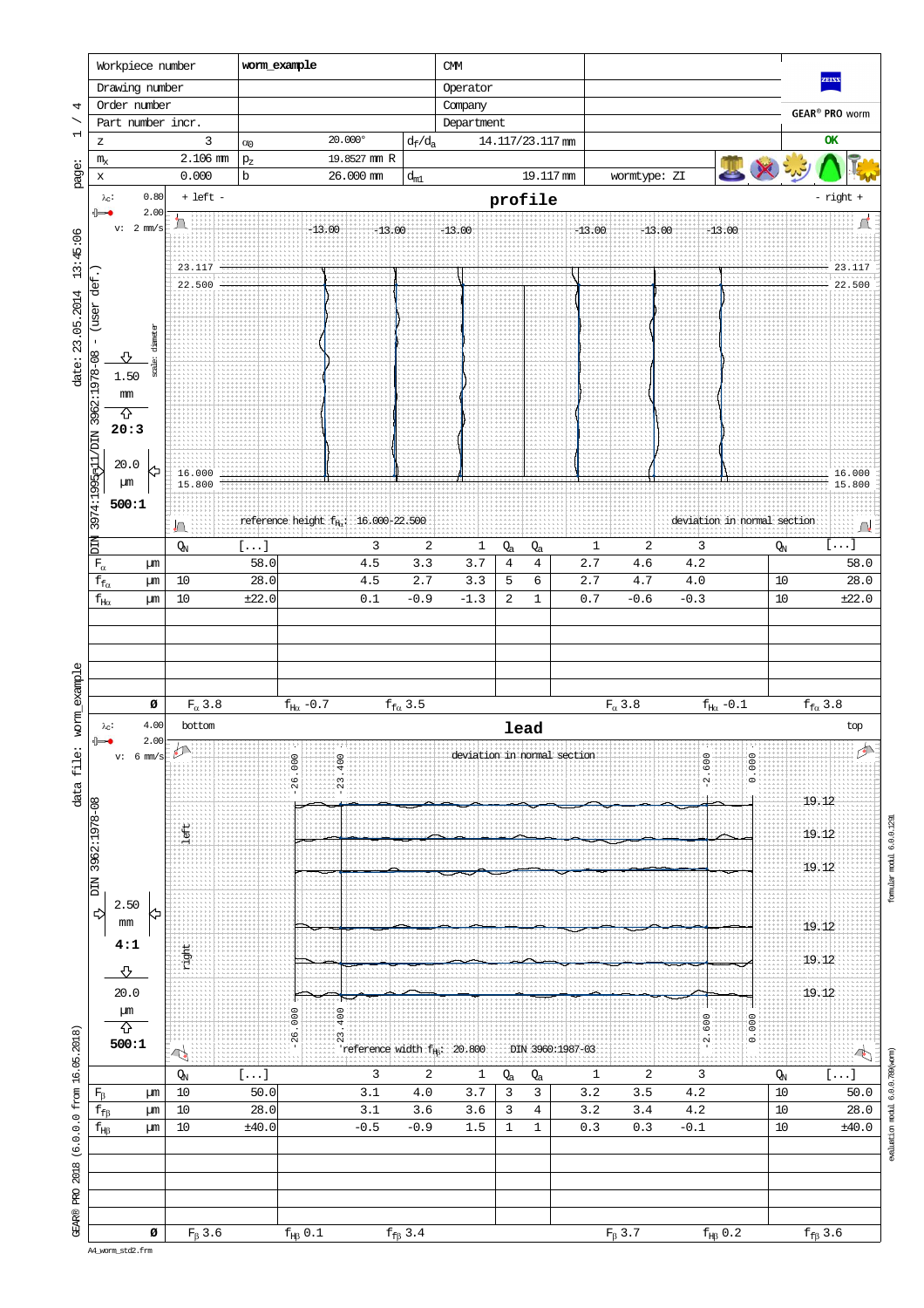| Workpiece number | worm_example | CMM | |
|---|---|---|---|
| Drawing number | | Operator | |
| Order number | | Company | |
| Part number incr. | | Department | |

GEAR® PRO worm

OK

| z | 3 | $\alpha_0$ | 20.000° | $d_f/d_a$ | 14.117/23.117 mm | |
|---|---|---|---|---|---|---|
| $m_x$ | 2.106 mm | $p_z$ | 19.8527 mm R | | | |
| x | 0.000 | b | 26.000 mm | $d_{m1}$ | 19.117 mm | wormtype: ZI |

date: 23.05.2014 13:45:06 - (user def.)

DIN 3974:1995-11/DIN 3962:1978-08

## profile

$\lambda_c$: 0.80, 2.00, v: 2 mm/s

+ left -   - right +

scale: diameter 1.50 mm, 20:3; 20.0 µm, 500:1

-13.00 -13.00 -13.00 -13.00 -13.00 -13.00

23.117, 22.500, 16.000, 15.800

reference height $f_{H\alpha}$: 16.000-22.500

deviation in normal section

| | | $Q_N$ | [...] | 3 | 2 | 1 | $Q_a$ | $Q_a$ | 1 | 2 | 3 | $Q_N$ | [...] |
|---|---|---|---|---|---|---|---|---|---|---|---|---|---|
| $F_\alpha$ | µm | | 58.0 | 4.5 | 3.3 | 3.7 | 4 | 4 | 2.7 | 4.6 | 4.2 | | 58.0 |
| $f_{f\alpha}$ | µm | 10 | 28.0 | 4.5 | 2.7 | 3.3 | 5 | 6 | 2.7 | 4.7 | 4.0 | 10 | 28.0 |
| $f_{H\alpha}$ | µm | 10 | ±22.0 | 0.1 | -0.9 | -1.3 | 2 | 1 | 0.7 | -0.6 | -0.3 | 10 | ±22.0 |
| ø | | $F_\alpha$ 3.8 | | $f_{H\alpha}$ -0.7 | | $f_{f\alpha}$ 3.5 | | | $F_\alpha$ 3.8 | | $f_{H\alpha}$ -0.1 | | $f_{f\alpha}$ 3.8 |

DIN 3962:1978-08

## lead

$\lambda_c$: 4.00, 2.00, v: 6 mm/s

bottom   top

deviation in normal section

left, right

2.50 mm, 4:1; 20.0 µm, 500:1

-26.000 -23.400 -2.600 0.000

19.12 19.12 19.12 19.12 19.12 19.12

reference width $f_{H\beta}$: 20.800   DIN 3960:1987-03

| | | $Q_N$ | [...] | 3 | 2 | 1 | $Q_a$ | $Q_a$ | 1 | 2 | 3 | $Q_N$ | [...] |
|---|---|---|---|---|---|---|---|---|---|---|---|---|---|
| $F_\beta$ | µm | 10 | 50.0 | 3.1 | 4.0 | 3.7 | 3 | 3 | 3.2 | 3.5 | 4.2 | 10 | 50.0 |
| $f_{f\beta}$ | µm | 10 | 28.0 | 3.1 | 3.6 | 3.6 | 3 | 4 | 3.2 | 3.4 | 4.2 | 10 | 28.0 |
| $f_{H\beta}$ | µm | 10 | ±40.0 | -0.5 | -0.9 | 1.5 | 1 | 1 | 0.3 | 0.3 | -0.1 | 10 | ±40.0 |
| ø | | $F_\beta$ 3.6 | | $f_{H\beta}$ 0.1 | | $f_{f\beta}$ 3.4 | | | $F_\beta$ 3.7 | | $f_{H\beta}$ 0.2 | | $f_{f\beta}$ 3.6 |

data file: worm_example

GEAR® PRO 2018 (6.0.0.0 from 16.05.2018)

formular modul 6.0.0.1291

evaluation modul 6.0.0.780(worm)

A4_worm_std2.frm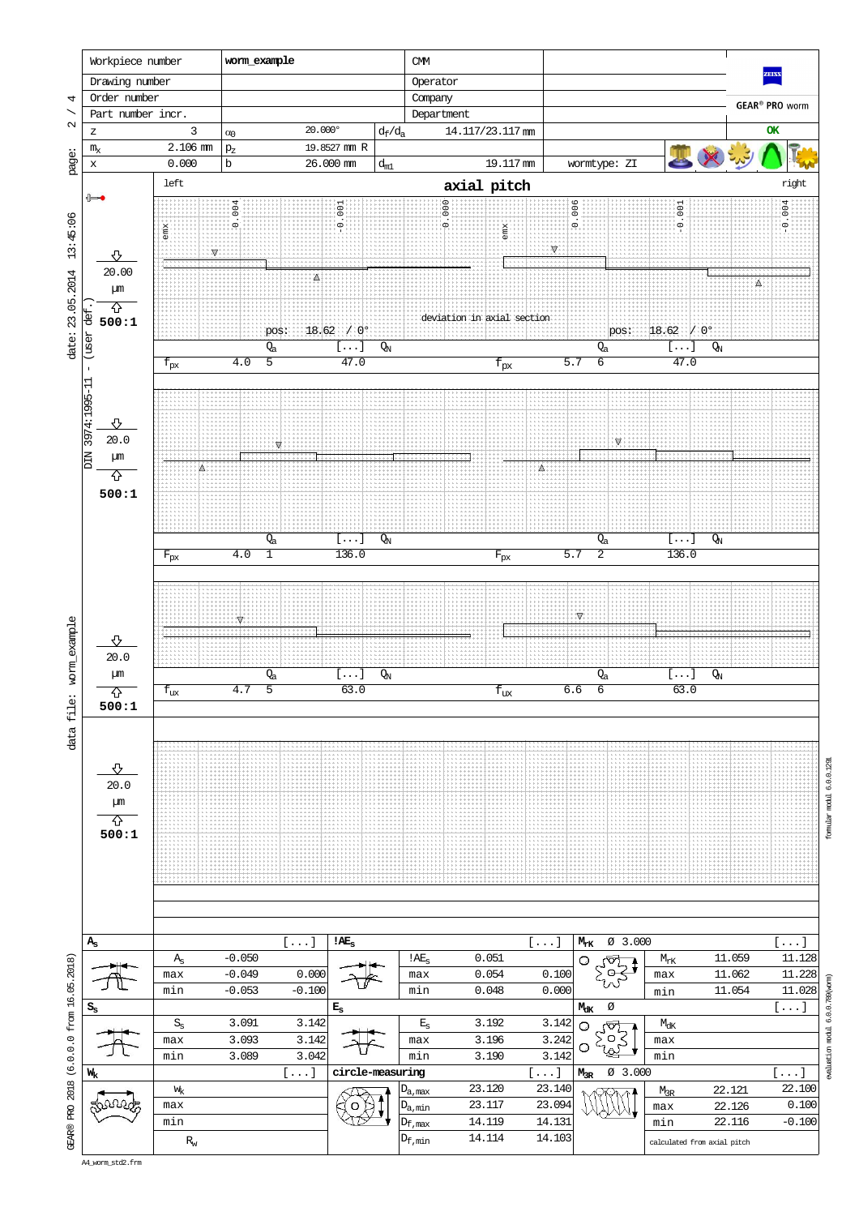| Workpiece number | worm_example | CMM | |
|---|---|---|---|
| Drawing number | | Operator | |
| Order number | | Company | |
| Part number incr. | | Department | |

| | | | | | | |
|---|---|---|---|---|---|---|
| z | 3 | $\alpha_0$ | 20.000° | $d_f/d_a$ | 14.117/23.117 mm | OK |
| $m_x$ | 2.106 mm | $p_z$ | 19.8527 mm R | | | |
| x | 0.000 | b | 26.000 mm | $d_{m1}$ | 19.117 mm | wormtype: ZI |

GEAR® PRO worm

DIN 3974:1995-11 - (user def.) date: 23.05.2014 13:45:06

data file: worm_example

## axial pitch

left / right

deviation in axial section

pos: 18.62 / 0° — pos: 18.62 / 0°

emx: -0.004, -0.001, 0.000 (left); -0.006, -0.001, -0.004 (right)

20.00 µm, 500:1

| | | $Q_a$ | [...] | $Q_N$ | | | $Q_a$ | [...] | $Q_N$ |
|---|---|---|---|---|---|---|---|---|---|
| $f_{px}$ | 4.0 | 5 | 47.0 | | $f_{px}$ | 5.7 | 6 | 47.0 | |
| $F_{px}$ | 4.0 | 1 | 136.0 | | $F_{px}$ | 5.7 | 2 | 136.0 | |
| $f_{ux}$ | 4.7 | 5 | 63.0 | | $f_{ux}$ | 6.6 | 6 | 63.0 | |

### $A_s$ [...]

| | | |
|---|---|---|
| $A_s$ | -0.050 | |
| max | -0.049 | 0.000 |
| min | -0.053 | -0.100 |

### $!AE_s$ [...]

| | | |
|---|---|---|
| $!AE_s$ | 0.051 | |
| max | 0.054 | 0.100 |
| min | 0.048 | 0.000 |

### $M_{rK}$ Ø 3.000 [...]

| | | |
|---|---|---|
| $M_{rK}$ | 11.059 | 11.128 |
| max | 11.062 | 11.228 |
| min | 11.054 | 11.028 |

### $S_s$

| | | |
|---|---|---|
| $S_s$ | 3.091 | 3.142 |
| max | 3.093 | 3.142 |
| min | 3.089 | 3.042 |

### $E_s$

| | | |
|---|---|---|
| $E_s$ | 3.192 | 3.142 |
| max | 3.196 | 3.242 |
| min | 3.190 | 3.142 |

### $M_{dK}$ Ø [...]

| | | |
|---|---|---|
| $M_{dK}$ | | |
| max | | |
| min | | |

### $W_k$ [...]

| | |
|---|---|
| $W_k$ | |
| max | |
| min | |
| $R_w$ | |

### circle-measuring [...]

| | | |
|---|---|---|
| $D_{a,max}$ | 23.120 | 23.140 |
| $D_{a,min}$ | 23.117 | 23.094 |
| $D_{f,max}$ | 14.119 | 14.131 |
| $D_{f,min}$ | 14.114 | 14.103 |

### $M_{3R}$ Ø 3.000 [...]

| | | |
|---|---|---|
| $M_{3R}$ | 22.121 | 22.100 |
| max | 22.126 | 0.100 |
| min | 22.116 | -0.100 |

calculated from axial pitch

GEAR® PRO 2018 (6.0.0.0 from 16.05.2018)

formular modul 6.0.0.1291 — evaluation modul 6.0.0.780(worm)

A4_worm_std2.frm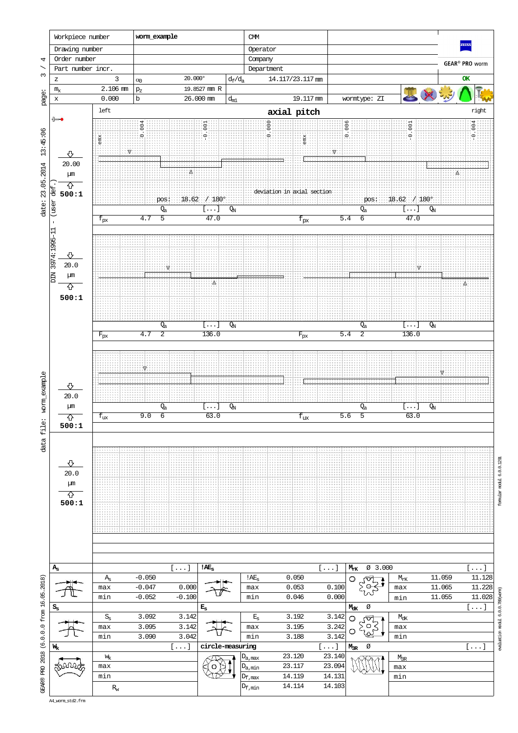| Workpiece number | worm_example | CMM | |
|---|---|---|---|
| Drawing number | | Operator | |
| Order number | | Company | |
| Part number incr. | | Department | |

GEAR® PRO worm

OK

| z | 3 | $\alpha_0$ | 20.000° | $d_f/d_a$ | 14.117/23.117 mm |
|---|---|---|---|---|---|
| $m_x$ | 2.106 mm | $p_z$ | 19.8527 mm R | | |
| x | 0.000 | b | 26.000 mm | $d_{m1}$ | 19.117 mm |

wormtype: ZI

# axial pitch

left | right

deviation in axial section

20.00 µm
500:1

| | | pos: | 18.62 / 180° | | | | pos: | 18.62 / 180° | |
|---|---|---|---|---|---|---|---|---|---|
| | | $Q_a$ | [...] | $Q_N$ | | | $Q_a$ | [...] | $Q_N$ |
| $f_{px}$ | 4.7 | 5 | 47.0 | | $f_{px}$ | 5.4 | 6 | 47.0 | |

20.0 µm
500:1

| | | $Q_a$ | [...] | $Q_N$ | | | $Q_a$ | [...] | $Q_N$ |
|---|---|---|---|---|---|---|---|---|---|
| $F_{px}$ | 4.7 | 2 | 136.0 | | $F_{px}$ | 5.4 | 2 | 136.0 | |

20.0 µm
500:1

| | | $Q_a$ | [...] | $Q_N$ | | | $Q_a$ | [...] | $Q_N$ |
|---|---|---|---|---|---|---|---|---|---|
| $f_{ux}$ | 9.0 | 6 | 63.0 | | $f_{ux}$ | 5.6 | 5 | 63.0 | |

20.0 µm
500:1

| $A_s$ | | | [...] |
|---|---|---|---|
| | $A_s$ | -0.050 | |
| | max | -0.047 | 0.000 |
| | min | -0.052 | -0.100 |

| !$AE_s$ | | | [...] |
|---|---|---|---|
| | !$AE_s$ | 0.050 | |
| | max | 0.053 | 0.100 |
| | min | 0.046 | 0.000 |

| $M_{rK}$ Ø 3.000 | | | [...] |
|---|---|---|---|
| | $M_{rK}$ | 11.059 | 11.128 |
| | max | 11.065 | 11.228 |
| | min | 11.055 | 11.028 |

| $S_s$ | | | |
|---|---|---|---|
| | $S_s$ | 3.092 | 3.142 |
| | max | 3.095 | 3.142 |
| | min | 3.090 | 3.042 |

| $E_s$ | | | |
|---|---|---|---|
| | $E_s$ | 3.192 | 3.142 |
| | max | 3.195 | 3.242 |
| | min | 3.188 | 3.142 |

| $M_{dK}$ Ø | | | [...] |
|---|---|---|---|
| | $M_{dK}$ | | |
| | max | | |
| | min | | |

| $W_k$ | | [...] |
|---|---|---|
| | $W_k$ | |
| | max | |
| | min | |
| | $R_w$ | |

| circle-measuring | | | [...] |
|---|---|---|---|
| | $D_{a,max}$ | 23.120 | 23.140 |
| | $D_{a,min}$ | 23.117 | 23.094 |
| | $D_{f,max}$ | 14.119 | 14.131 |
| | $D_{f,min}$ | 14.114 | 14.103 |

| $M_{3R}$ Ø | | | [...] |
|---|---|---|---|
| | $M_{3R}$ | | |
| | max | | |
| | min | | |

date: 23.05.2014 13:45:06 - (user def.) DIN 3974:1995-11

data file: worm_example

GEAR® PRO 2018 (6.0.0.0 from 16.05.2018)

formular modul 6.0.0.1291

evaluation modul 6.0.0.788(worm)

A4_worm_std2.frm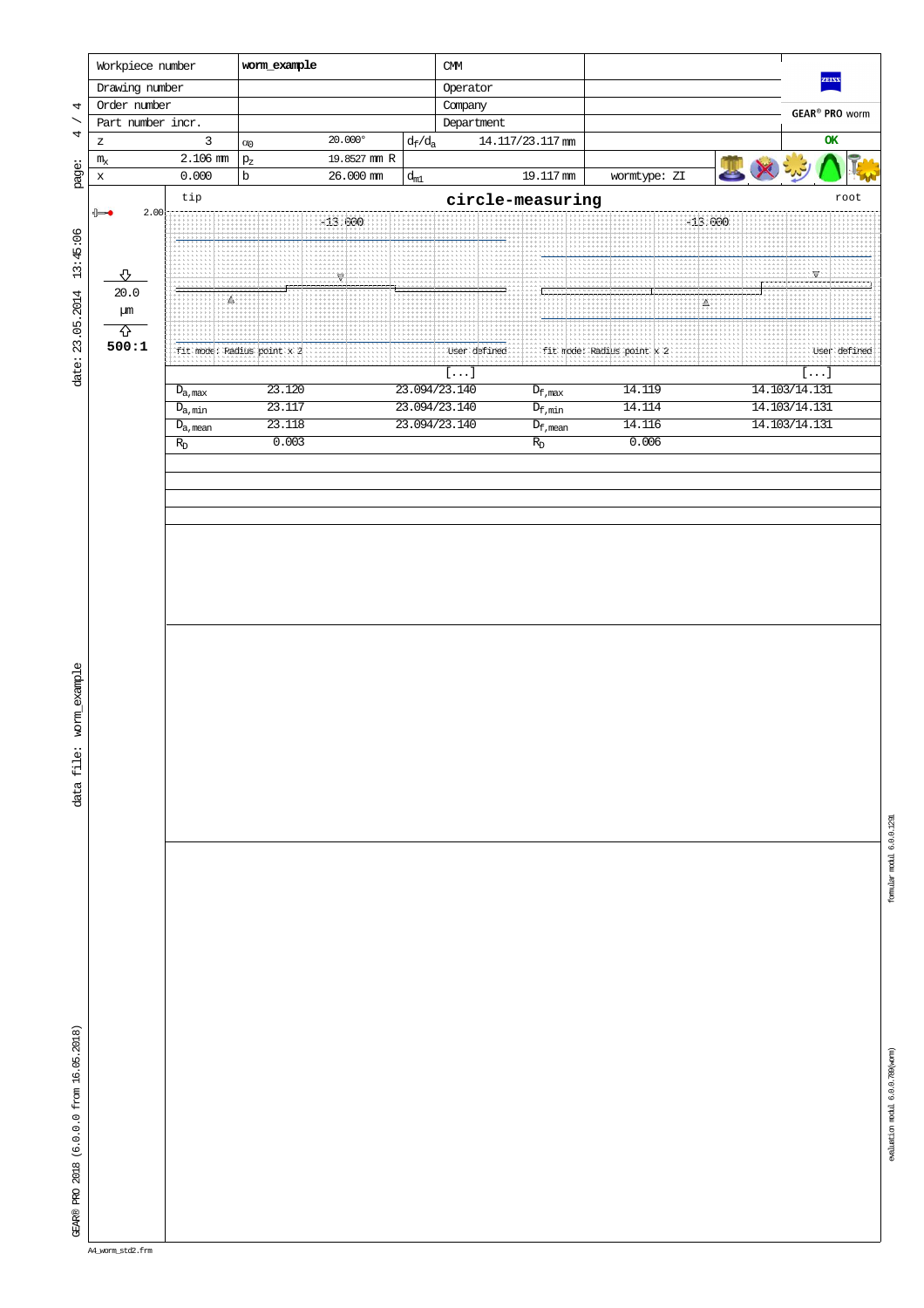| | | | | | |
|---|---|---|---|---|---|
| Workpiece number | worm_example | | CMM | | |
| Drawing number | | | Operator | | |
| Order number | | | Company | | GEAR® PRO worm |
| Part number incr. | | | Department | | |
| z | 3 | $\alpha_0$ 20.000° | $d_f/d_a$ | 14.117/23.117 mm | OK |
| $m_x$ | 2.106 mm | $p_z$ 19.8527 mm R | | | |
| x | 0.000 | b 26.000 mm | $d_{m1}$ | 19.117 mm | wormtype: ZI |

page: 4 / 4

date: 23.05.2014 13:45:06

data file: worm_example

GEAR® PRO 2018 (6.0.0.0 from 16.05.2018)

# circle-measuring

tip

root

2.00

20.0

µm

500:1

-13.000

-13.000

fit mode: Radius point x 2

User defined

fit mode: Radius point x 2

User defined

[...]

[...]

| | | | | | |
|---|---|---|---|---|---|
| $D_{a,max}$ | 23.120 | 23.094/23.140 | $D_{f,max}$ | 14.119 | 14.103/14.131 |
| $D_{a,min}$ | 23.117 | 23.094/23.140 | $D_{f,min}$ | 14.114 | 14.103/14.131 |
| $D_{a,mean}$ | 23.118 | 23.094/23.140 | $D_{f,mean}$ | 14.116 | 14.103/14.131 |
| $R_D$ | 0.003 | | $R_D$ | 0.006 | |

formular modul 6.0.0.1291

evaluation modul 6.0.0.700(worm)

A4_worm_std2.frm